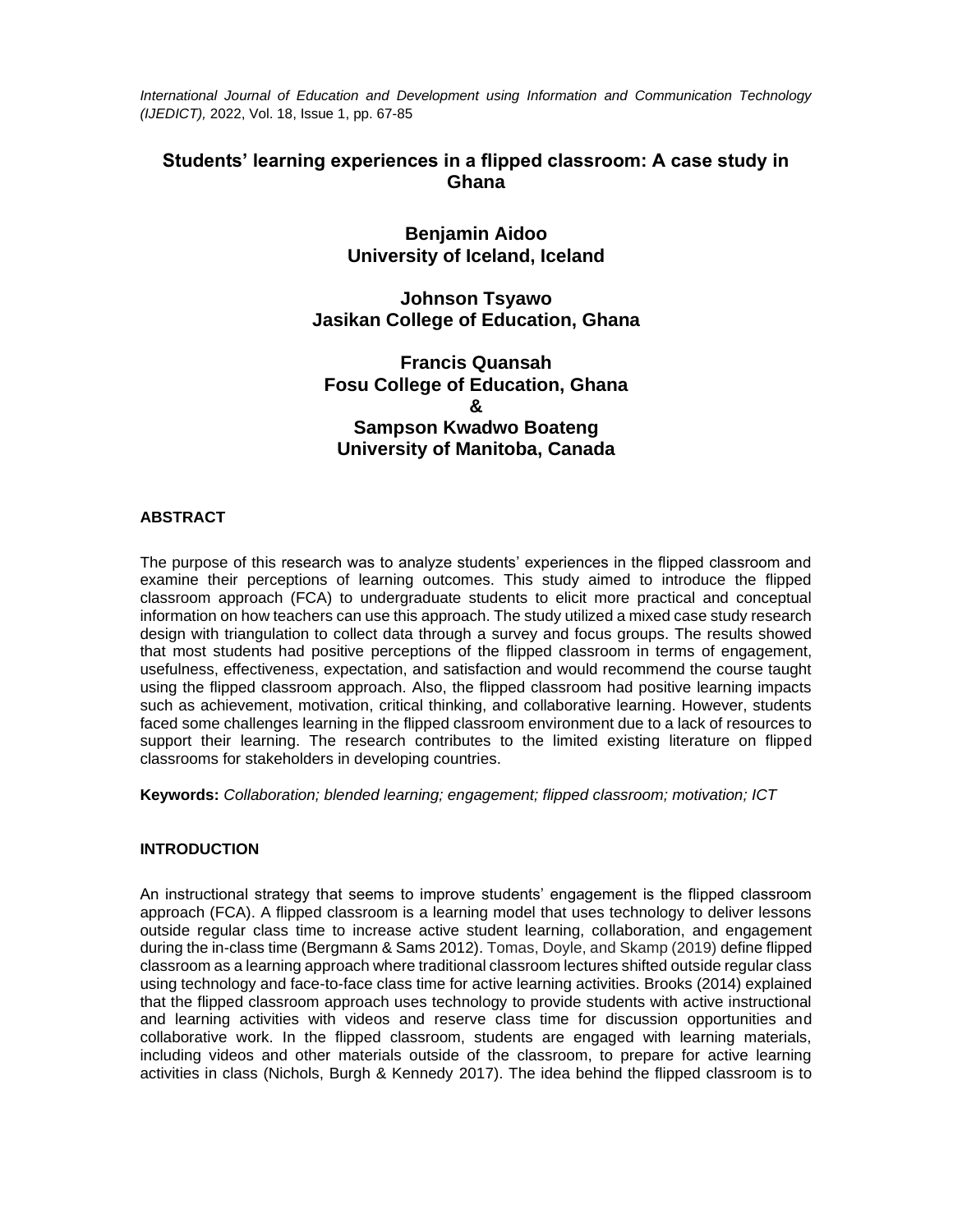*International Journal of Education and Development using Information and Communication Technology (IJEDICT),* 2022, Vol. 18, Issue 1, pp. 67-85

# Students' learning experiences in a flipped classroom: A case study in Ghana

**Benjamin Aidoo**
**University of Iceland, Iceland**

**Johnson Tsyawo**
**Jasikan College of Education, Ghana**

**Francis Quansah**
**Fosu College of Education, Ghana**
**&**
**Sampson Kwadwo Boateng**
**University of Manitoba, Canada**

## ABSTRACT

The purpose of this research was to analyze students' experiences in the flipped classroom and examine their perceptions of learning outcomes. This study aimed to introduce the flipped classroom approach (FCA) to undergraduate students to elicit more practical and conceptual information on how teachers can use this approach. The study utilized a mixed case study research design with triangulation to collect data through a survey and focus groups. The results showed that most students had positive perceptions of the flipped classroom in terms of engagement, usefulness, effectiveness, expectation, and satisfaction and would recommend the course taught using the flipped classroom approach. Also, the flipped classroom had positive learning impacts such as achievement, motivation, critical thinking, and collaborative learning. However, students faced some challenges learning in the flipped classroom environment due to a lack of resources to support their learning. The research contributes to the limited existing literature on flipped classrooms for stakeholders in developing countries.

**Keywords:** *Collaboration; blended learning; engagement; flipped classroom; motivation; ICT*

## INTRODUCTION

An instructional strategy that seems to improve students' engagement is the flipped classroom approach (FCA). A flipped classroom is a learning model that uses technology to deliver lessons outside regular class time to increase active student learning, collaboration, and engagement during the in-class time (Bergmann & Sams 2012). Tomas, Doyle, and Skamp (2019) define flipped classroom as a learning approach where traditional classroom lectures shifted outside regular class using technology and face-to-face class time for active learning activities. Brooks (2014) explained that the flipped classroom approach uses technology to provide students with active instructional and learning activities with videos and reserve class time for discussion opportunities and collaborative work. In the flipped classroom, students are engaged with learning materials, including videos and other materials outside of the classroom, to prepare for active learning activities in class (Nichols, Burgh & Kennedy 2017). The idea behind the flipped classroom is to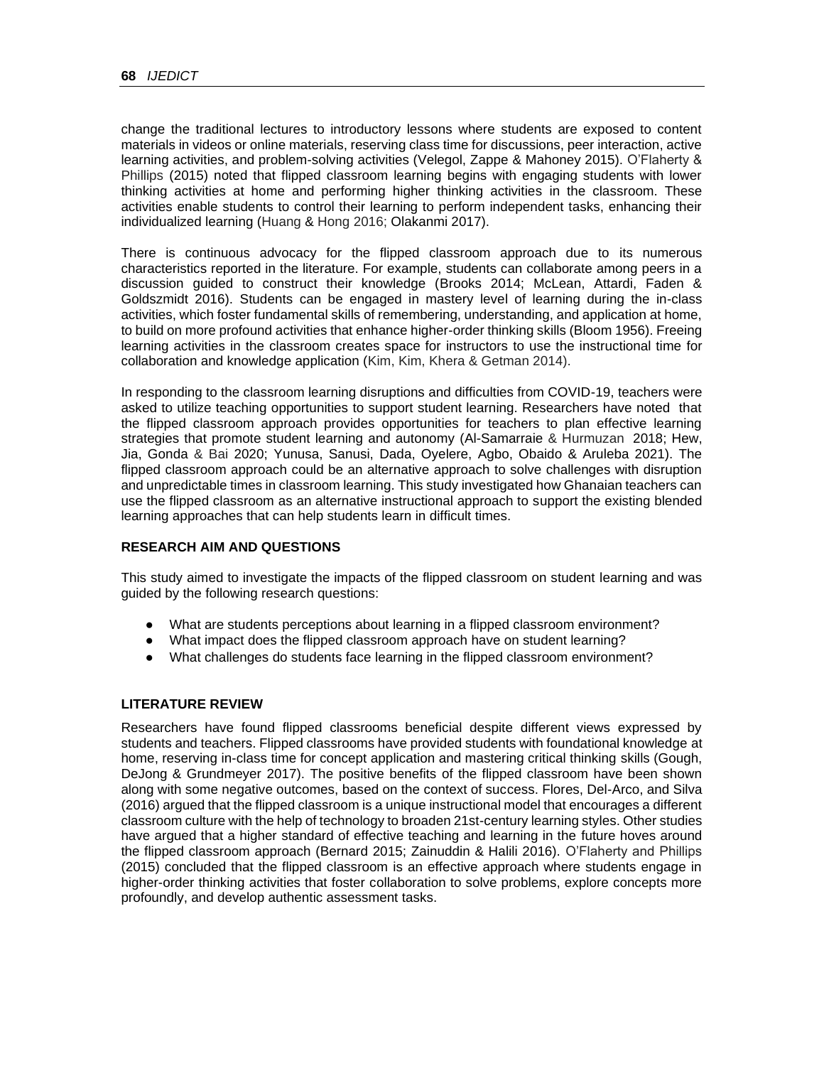change the traditional lectures to introductory lessons where students are exposed to content materials in videos or online materials, reserving class time for discussions, peer interaction, active learning activities, and problem-solving activities (Velegol, Zappe & Mahoney 2015). O'Flaherty & Phillips (2015) noted that flipped classroom learning begins with engaging students with lower thinking activities at home and performing higher thinking activities in the classroom. These activities enable students to control their learning to perform independent tasks, enhancing their individualized learning (Huang & Hong 2016; Olakanmi 2017).

There is continuous advocacy for the flipped classroom approach due to its numerous characteristics reported in the literature. For example, students can collaborate among peers in a discussion guided to construct their knowledge (Brooks 2014; McLean, Attardi, Faden & Goldszmidt 2016). Students can be engaged in mastery level of learning during the in-class activities, which foster fundamental skills of remembering, understanding, and application at home, to build on more profound activities that enhance higher-order thinking skills (Bloom 1956). Freeing learning activities in the classroom creates space for instructors to use the instructional time for collaboration and knowledge application (Kim, Kim, Khera & Getman 2014).

In responding to the classroom learning disruptions and difficulties from COVID-19, teachers were asked to utilize teaching opportunities to support student learning. Researchers have noted that the flipped classroom approach provides opportunities for teachers to plan effective learning strategies that promote student learning and autonomy (Al-Samarraie & Hurmuzan 2018; Hew, Jia, Gonda & Bai 2020; Yunusa, Sanusi, Dada, Oyelere, Agbo, Obaido & Aruleba 2021). The flipped classroom approach could be an alternative approach to solve challenges with disruption and unpredictable times in classroom learning. This study investigated how Ghanaian teachers can use the flipped classroom as an alternative instructional approach to support the existing blended learning approaches that can help students learn in difficult times.

## RESEARCH AIM AND QUESTIONS

This study aimed to investigate the impacts of the flipped classroom on student learning and was guided by the following research questions:

- What are students perceptions about learning in a flipped classroom environment?
- What impact does the flipped classroom approach have on student learning?
- What challenges do students face learning in the flipped classroom environment?

## LITERATURE REVIEW

Researchers have found flipped classrooms beneficial despite different views expressed by students and teachers. Flipped classrooms have provided students with foundational knowledge at home, reserving in-class time for concept application and mastering critical thinking skills (Gough, DeJong & Grundmeyer 2017). The positive benefits of the flipped classroom have been shown along with some negative outcomes, based on the context of success. Flores, Del-Arco, and Silva (2016) argued that the flipped classroom is a unique instructional model that encourages a different classroom culture with the help of technology to broaden 21st-century learning styles. Other studies have argued that a higher standard of effective teaching and learning in the future hoves around the flipped classroom approach (Bernard 2015; Zainuddin & Halili 2016). O'Flaherty and Phillips (2015) concluded that the flipped classroom is an effective approach where students engage in higher-order thinking activities that foster collaboration to solve problems, explore concepts more profoundly, and develop authentic assessment tasks.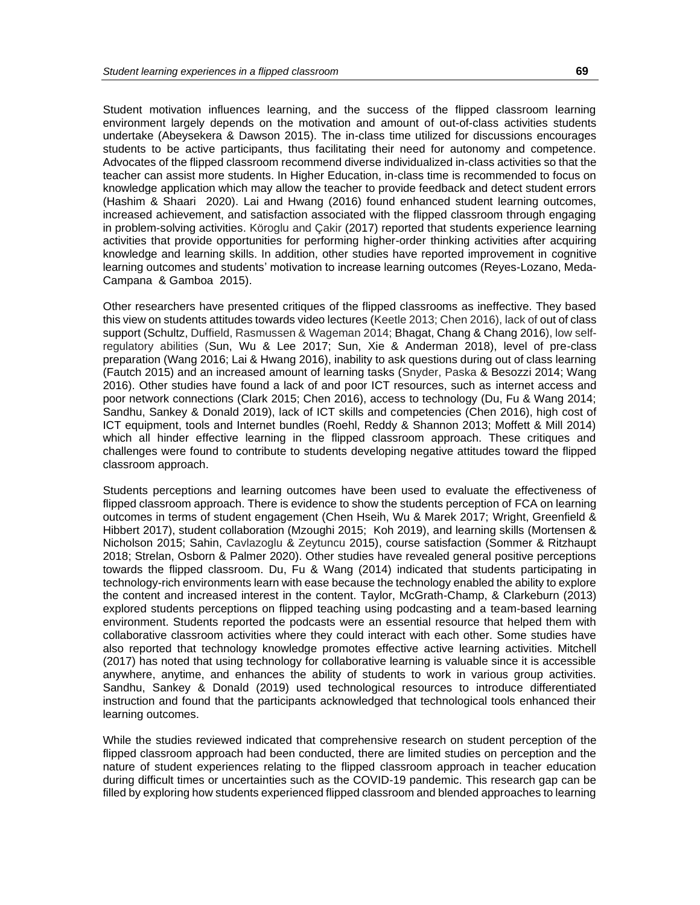Student motivation influences learning, and the success of the flipped classroom learning environment largely depends on the motivation and amount of out-of-class activities students undertake (Abeysekera & Dawson 2015). The in-class time utilized for discussions encourages students to be active participants, thus facilitating their need for autonomy and competence. Advocates of the flipped classroom recommend diverse individualized in-class activities so that the teacher can assist more students. In Higher Education, in-class time is recommended to focus on knowledge application which may allow the teacher to provide feedback and detect student errors (Hashim & Shaari 2020). Lai and Hwang (2016) found enhanced student learning outcomes, increased achievement, and satisfaction associated with the flipped classroom through engaging in problem-solving activities. Köroglu and Çakir (2017) reported that students experience learning activities that provide opportunities for performing higher-order thinking activities after acquiring knowledge and learning skills. In addition, other studies have reported improvement in cognitive learning outcomes and students' motivation to increase learning outcomes (Reyes-Lozano, Meda-Campana & Gamboa 2015).

Other researchers have presented critiques of the flipped classrooms as ineffective. They based this view on students attitudes towards video lectures (Keetle 2013; Chen 2016), lack of out of class support (Schultz, Duffield, Rasmussen & Wageman 2014; Bhagat, Chang & Chang 2016), low self-regulatory abilities (Sun, Wu & Lee 2017; Sun, Xie & Anderman 2018), level of pre-class preparation (Wang 2016; Lai & Hwang 2016), inability to ask questions during out of class learning (Fautch 2015) and an increased amount of learning tasks (Snyder, Paska & Besozzi 2014; Wang 2016). Other studies have found a lack of and poor ICT resources, such as internet access and poor network connections (Clark 2015; Chen 2016), access to technology (Du, Fu & Wang 2014; Sandhu, Sankey & Donald 2019), lack of ICT skills and competencies (Chen 2016), high cost of ICT equipment, tools and Internet bundles (Roehl, Reddy & Shannon 2013; Moffett & Mill 2014) which all hinder effective learning in the flipped classroom approach. These critiques and challenges were found to contribute to students developing negative attitudes toward the flipped classroom approach.

Students perceptions and learning outcomes have been used to evaluate the effectiveness of flipped classroom approach. There is evidence to show the students perception of FCA on learning outcomes in terms of student engagement (Chen Hseih, Wu & Marek 2017; Wright, Greenfield & Hibbert 2017), student collaboration (Mzoughi 2015; Koh 2019), and learning skills (Mortensen & Nicholson 2015; Sahin, Cavlazoglu & Zeytuncu 2015), course satisfaction (Sommer & Ritzhaupt 2018; Strelan, Osborn & Palmer 2020). Other studies have revealed general positive perceptions towards the flipped classroom. Du, Fu & Wang (2014) indicated that students participating in technology-rich environments learn with ease because the technology enabled the ability to explore the content and increased interest in the content. Taylor, McGrath-Champ, & Clarkeburn (2013) explored students perceptions on flipped teaching using podcasting and a team-based learning environment. Students reported the podcasts were an essential resource that helped them with collaborative classroom activities where they could interact with each other. Some studies have also reported that technology knowledge promotes effective active learning activities. Mitchell (2017) has noted that using technology for collaborative learning is valuable since it is accessible anywhere, anytime, and enhances the ability of students to work in various group activities. Sandhu, Sankey & Donald (2019) used technological resources to introduce differentiated instruction and found that the participants acknowledged that technological tools enhanced their learning outcomes.

While the studies reviewed indicated that comprehensive research on student perception of the flipped classroom approach had been conducted, there are limited studies on perception and the nature of student experiences relating to the flipped classroom approach in teacher education during difficult times or uncertainties such as the COVID-19 pandemic. This research gap can be filled by exploring how students experienced flipped classroom and blended approaches to learning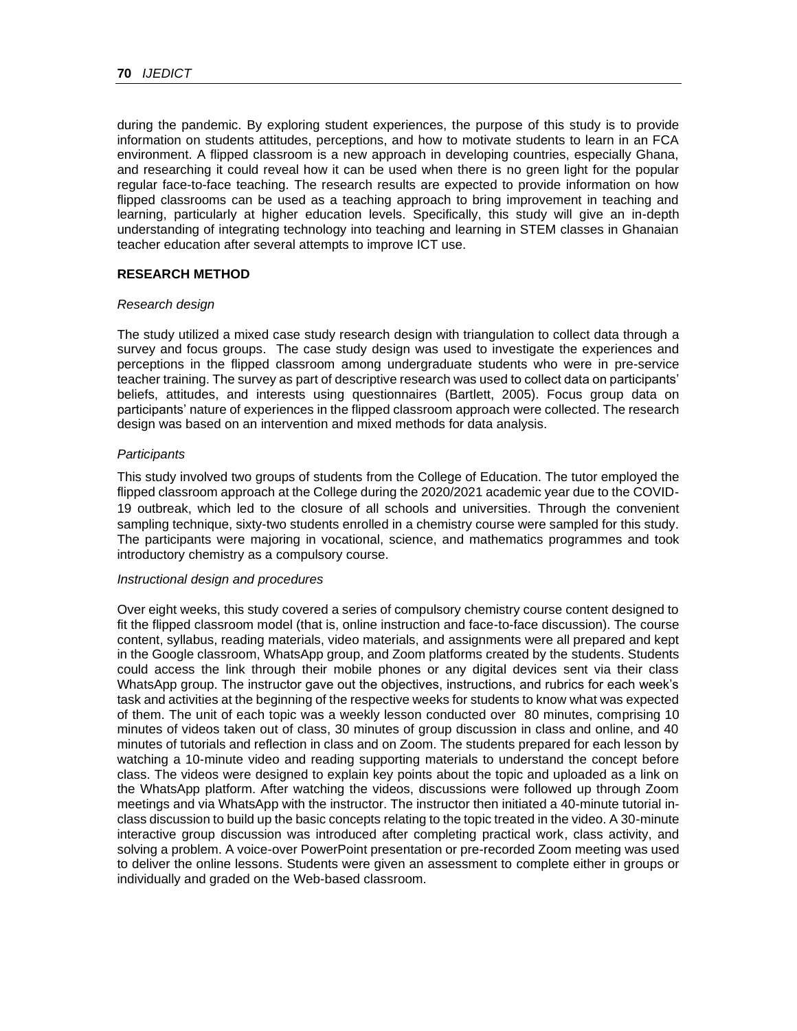during the pandemic. By exploring student experiences, the purpose of this study is to provide information on students attitudes, perceptions, and how to motivate students to learn in an FCA environment. A flipped classroom is a new approach in developing countries, especially Ghana, and researching it could reveal how it can be used when there is no green light for the popular regular face-to-face teaching. The research results are expected to provide information on how flipped classrooms can be used as a teaching approach to bring improvement in teaching and learning, particularly at higher education levels. Specifically, this study will give an in-depth understanding of integrating technology into teaching and learning in STEM classes in Ghanaian teacher education after several attempts to improve ICT use.

## RESEARCH METHOD

### *Research design*

The study utilized a mixed case study research design with triangulation to collect data through a survey and focus groups. The case study design was used to investigate the experiences and perceptions in the flipped classroom among undergraduate students who were in pre-service teacher training. The survey as part of descriptive research was used to collect data on participants' beliefs, attitudes, and interests using questionnaires (Bartlett, 2005). Focus group data on participants' nature of experiences in the flipped classroom approach were collected. The research design was based on an intervention and mixed methods for data analysis.

### *Participants*

This study involved two groups of students from the College of Education. The tutor employed the flipped classroom approach at the College during the 2020/2021 academic year due to the COVID-19 outbreak, which led to the closure of all schools and universities. Through the convenient sampling technique, sixty-two students enrolled in a chemistry course were sampled for this study. The participants were majoring in vocational, science, and mathematics programmes and took introductory chemistry as a compulsory course.

### *Instructional design and procedures*

Over eight weeks, this study covered a series of compulsory chemistry course content designed to fit the flipped classroom model (that is, online instruction and face-to-face discussion). The course content, syllabus, reading materials, video materials, and assignments were all prepared and kept in the Google classroom, WhatsApp group, and Zoom platforms created by the students. Students could access the link through their mobile phones or any digital devices sent via their class WhatsApp group. The instructor gave out the objectives, instructions, and rubrics for each week's task and activities at the beginning of the respective weeks for students to know what was expected of them. The unit of each topic was a weekly lesson conducted over 80 minutes, comprising 10 minutes of videos taken out of class, 30 minutes of group discussion in class and online, and 40 minutes of tutorials and reflection in class and on Zoom. The students prepared for each lesson by watching a 10-minute video and reading supporting materials to understand the concept before class. The videos were designed to explain key points about the topic and uploaded as a link on the WhatsApp platform. After watching the videos, discussions were followed up through Zoom meetings and via WhatsApp with the instructor. The instructor then initiated a 40-minute tutorial in-class discussion to build up the basic concepts relating to the topic treated in the video. A 30-minute interactive group discussion was introduced after completing practical work, class activity, and solving a problem. A voice-over PowerPoint presentation or pre-recorded Zoom meeting was used to deliver the online lessons. Students were given an assessment to complete either in groups or individually and graded on the Web-based classroom.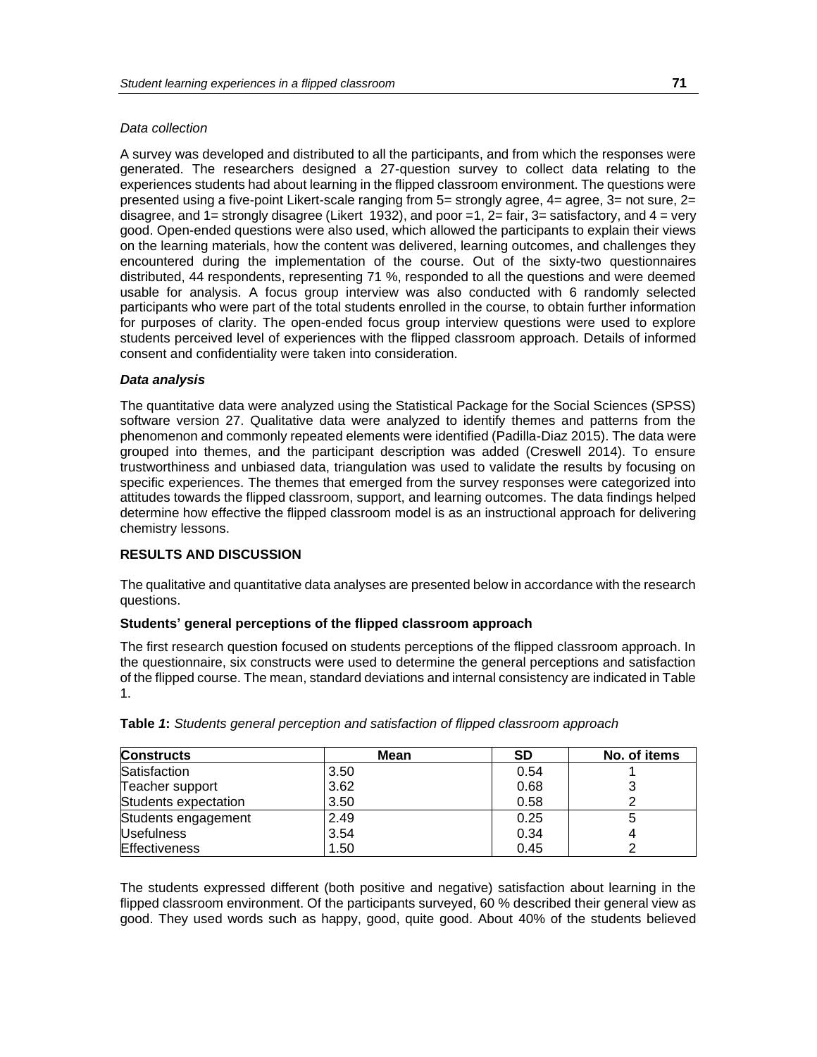*Data collection*

A survey was developed and distributed to all the participants, and from which the responses were generated. The researchers designed a 27-question survey to collect data relating to the experiences students had about learning in the flipped classroom environment. The questions were presented using a five-point Likert-scale ranging from 5= strongly agree, 4= agree, 3= not sure, 2= disagree, and 1= strongly disagree (Likert 1932), and poor =1, 2= fair, 3= satisfactory, and 4 = very good. Open-ended questions were also used, which allowed the participants to explain their views on the learning materials, how the content was delivered, learning outcomes, and challenges they encountered during the implementation of the course. Out of the sixty-two questionnaires distributed, 44 respondents, representing 71 %, responded to all the questions and were deemed usable for analysis. A focus group interview was also conducted with 6 randomly selected participants who were part of the total students enrolled in the course, to obtain further information for purposes of clarity. The open-ended focus group interview questions were used to explore students perceived level of experiences with the flipped classroom approach. Details of informed consent and confidentiality were taken into consideration.

***Data analysis***

The quantitative data were analyzed using the Statistical Package for the Social Sciences (SPSS) software version 27. Qualitative data were analyzed to identify themes and patterns from the phenomenon and commonly repeated elements were identified (Padilla-Diaz 2015). The data were grouped into themes, and the participant description was added (Creswell 2014). To ensure trustworthiness and unbiased data, triangulation was used to validate the results by focusing on specific experiences. The themes that emerged from the survey responses were categorized into attitudes towards the flipped classroom, support, and learning outcomes. The data findings helped determine how effective the flipped classroom model is as an instructional approach for delivering chemistry lessons.

## RESULTS AND DISCUSSION

The qualitative and quantitative data analyses are presented below in accordance with the research questions.

### Students' general perceptions of the flipped classroom approach

The first research question focused on students perceptions of the flipped classroom approach. In the questionnaire, six constructs were used to determine the general perceptions and satisfaction of the flipped course. The mean, standard deviations and internal consistency are indicated in Table 1.

**Table *1*:** *Students general perception and satisfaction of flipped classroom approach*

| Constructs | Mean | SD | No. of items |
|---|---|---|---|
| Satisfaction | 3.50 | 0.54 | 1 |
| Teacher support | 3.62 | 0.68 | 3 |
| Students expectation | 3.50 | 0.58 | 2 |
| Students engagement | 2.49 | 0.25 | 5 |
| Usefulness | 3.54 | 0.34 | 4 |
| Effectiveness | 1.50 | 0.45 | 2 |

The students expressed different (both positive and negative) satisfaction about learning in the flipped classroom environment. Of the participants surveyed, 60 % described their general view as good. They used words such as happy, good, quite good. About 40% of the students believed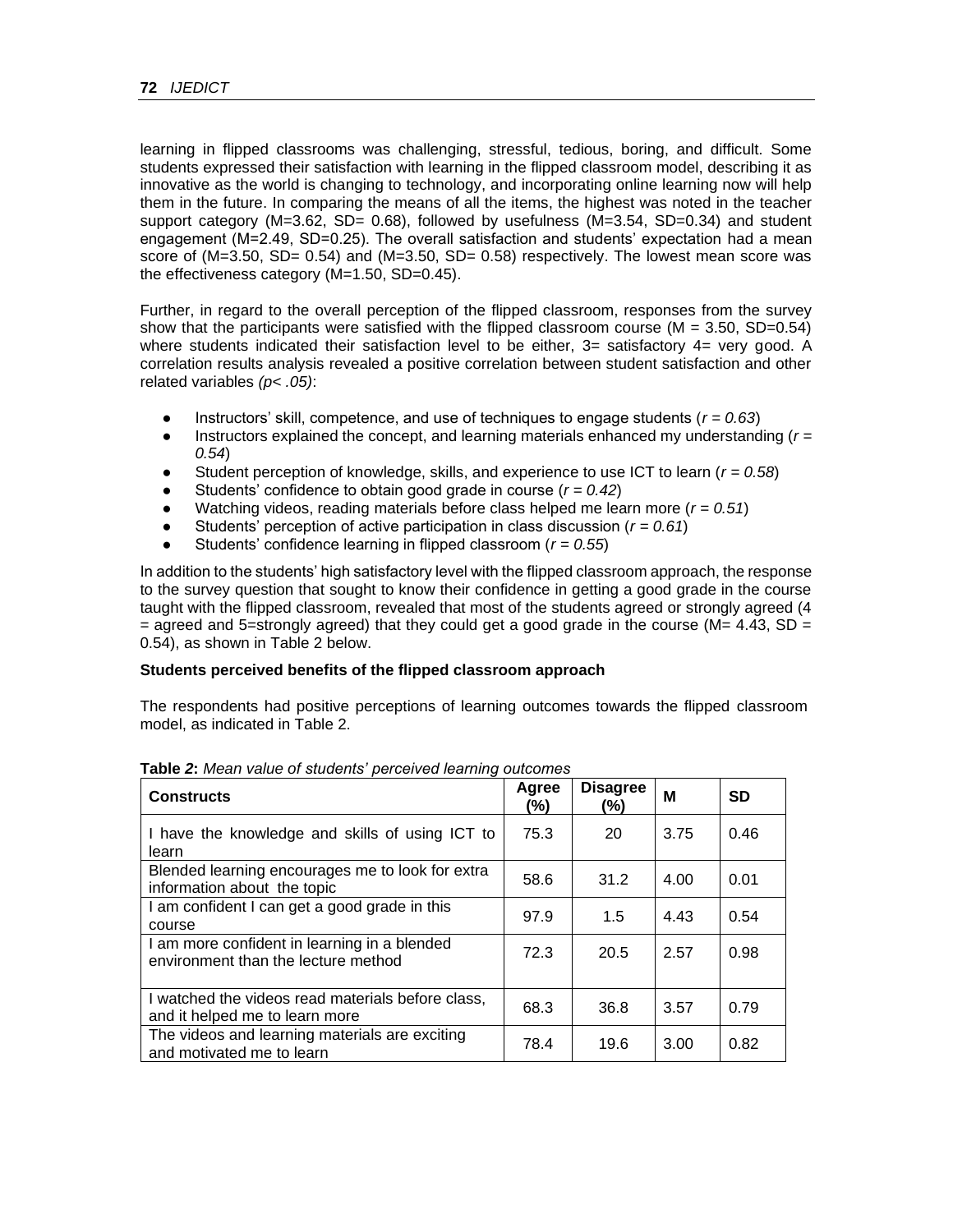learning in flipped classrooms was challenging, stressful, tedious, boring, and difficult. Some students expressed their satisfaction with learning in the flipped classroom model, describing it as innovative as the world is changing to technology, and incorporating online learning now will help them in the future. In comparing the means of all the items, the highest was noted in the teacher support category (M=3.62, SD= 0.68), followed by usefulness (M=3.54, SD=0.34) and student engagement (M=2.49, SD=0.25). The overall satisfaction and students' expectation had a mean score of (M=3.50, SD= 0.54) and (M=3.50, SD= 0.58) respectively. The lowest mean score was the effectiveness category (M=1.50, SD=0.45).

Further, in regard to the overall perception of the flipped classroom, responses from the survey show that the participants were satisfied with the flipped classroom course (M = 3.50, SD=0.54) where students indicated their satisfaction level to be either, 3= satisfactory 4= very good. A correlation results analysis revealed a positive correlation between student satisfaction and other related variables *($p < .05$)*:

- Instructors' skill, competence, and use of techniques to engage students (*$r = 0.63$*)
- Instructors explained the concept, and learning materials enhanced my understanding (*$r = 0.54$*)
- Student perception of knowledge, skills, and experience to use ICT to learn (*$r = 0.58$*)
- Students' confidence to obtain good grade in course (*$r = 0.42$*)
- Watching videos, reading materials before class helped me learn more (*$r = 0.51$*)
- Students' perception of active participation in class discussion (*$r = 0.61$*)
- Students' confidence learning in flipped classroom (*$r = 0.55$*)

In addition to the students' high satisfactory level with the flipped classroom approach, the response to the survey question that sought to know their confidence in getting a good grade in the course taught with the flipped classroom, revealed that most of the students agreed or strongly agreed (4 = agreed and 5=strongly agreed) that they could get a good grade in the course (M= 4.43, SD = 0.54), as shown in Table 2 below.

**Students perceived benefits of the flipped classroom approach**

The respondents had positive perceptions of learning outcomes towards the flipped classroom model, as indicated in Table 2.

**Table 2:** *Mean value of students' perceived learning outcomes*

| Constructs | Agree (%) | Disagree (%) | M | SD |
|---|---|---|---|---|
| I have the knowledge and skills of using ICT to learn | 75.3 | 20 | 3.75 | 0.46 |
| Blended learning encourages me to look for extra information about the topic | 58.6 | 31.2 | 4.00 | 0.01 |
| I am confident I can get a good grade in this course | 97.9 | 1.5 | 4.43 | 0.54 |
| I am more confident in learning in a blended environment than the lecture method | 72.3 | 20.5 | 2.57 | 0.98 |
| I watched the videos read materials before class, and it helped me to learn more | 68.3 | 36.8 | 3.57 | 0.79 |
| The videos and learning materials are exciting and motivated me to learn | 78.4 | 19.6 | 3.00 | 0.82 |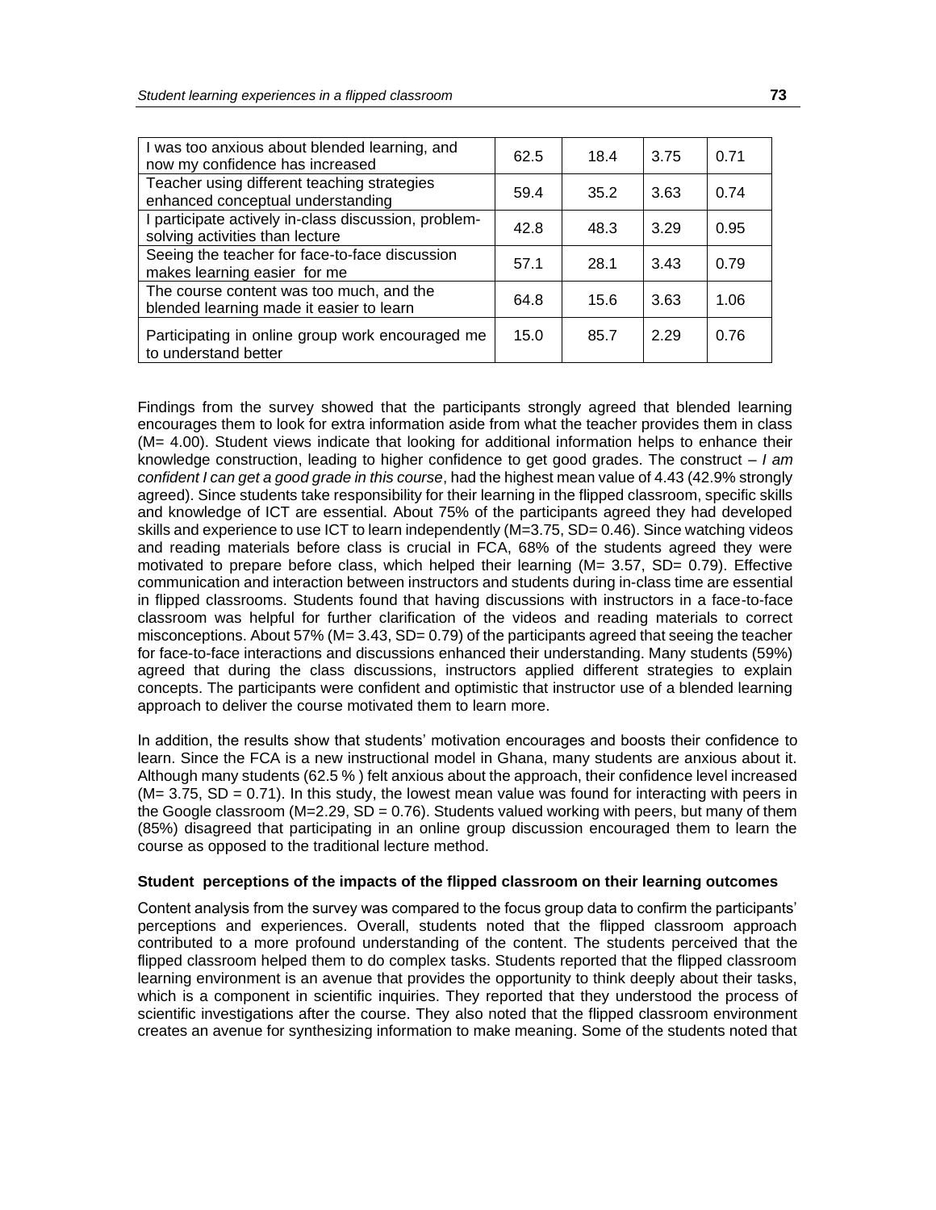| | | | | |
|---|---|---|---|---|
| I was too anxious about blended learning, and now my confidence has increased | 62.5 | 18.4 | 3.75 | 0.71 |
| Teacher using different teaching strategies enhanced conceptual understanding | 59.4 | 35.2 | 3.63 | 0.74 |
| I participate actively in-class discussion, problem-solving activities than lecture | 42.8 | 48.3 | 3.29 | 0.95 |
| Seeing the teacher for face-to-face discussion makes learning easier for me | 57.1 | 28.1 | 3.43 | 0.79 |
| The course content was too much, and the blended learning made it easier to learn | 64.8 | 15.6 | 3.63 | 1.06 |
| Participating in online group work encouraged me to understand better | 15.0 | 85.7 | 2.29 | 0.76 |

Findings from the survey showed that the participants strongly agreed that blended learning encourages them to look for extra information aside from what the teacher provides them in class (M= 4.00). Student views indicate that looking for additional information helps to enhance their knowledge construction, leading to higher confidence to get good grades. The construct – *I am confident I can get a good grade in this course*, had the highest mean value of 4.43 (42.9% strongly agreed). Since students take responsibility for their learning in the flipped classroom, specific skills and knowledge of ICT are essential. About 75% of the participants agreed they had developed skills and experience to use ICT to learn independently (M=3.75, SD= 0.46). Since watching videos and reading materials before class is crucial in FCA, 68% of the students agreed they were motivated to prepare before class, which helped their learning (M= 3.57, SD= 0.79). Effective communication and interaction between instructors and students during in-class time are essential in flipped classrooms. Students found that having discussions with instructors in a face-to-face classroom was helpful for further clarification of the videos and reading materials to correct misconceptions. About 57% (M= 3.43, SD= 0.79) of the participants agreed that seeing the teacher for face-to-face interactions and discussions enhanced their understanding. Many students (59%) agreed that during the class discussions, instructors applied different strategies to explain concepts. The participants were confident and optimistic that instructor use of a blended learning approach to deliver the course motivated them to learn more.

In addition, the results show that students' motivation encourages and boosts their confidence to learn. Since the FCA is a new instructional model in Ghana, many students are anxious about it. Although many students (62.5 % ) felt anxious about the approach, their confidence level increased (M= 3.75, SD = 0.71). In this study, the lowest mean value was found for interacting with peers in the Google classroom (M=2.29, SD = 0.76). Students valued working with peers, but many of them (85%) disagreed that participating in an online group discussion encouraged them to learn the course as opposed to the traditional lecture method.

**Student perceptions of the impacts of the flipped classroom on their learning outcomes**

Content analysis from the survey was compared to the focus group data to confirm the participants' perceptions and experiences. Overall, students noted that the flipped classroom approach contributed to a more profound understanding of the content. The students perceived that the flipped classroom helped them to do complex tasks. Students reported that the flipped classroom learning environment is an avenue that provides the opportunity to think deeply about their tasks, which is a component in scientific inquiries. They reported that they understood the process of scientific investigations after the course. They also noted that the flipped classroom environment creates an avenue for synthesizing information to make meaning. Some of the students noted that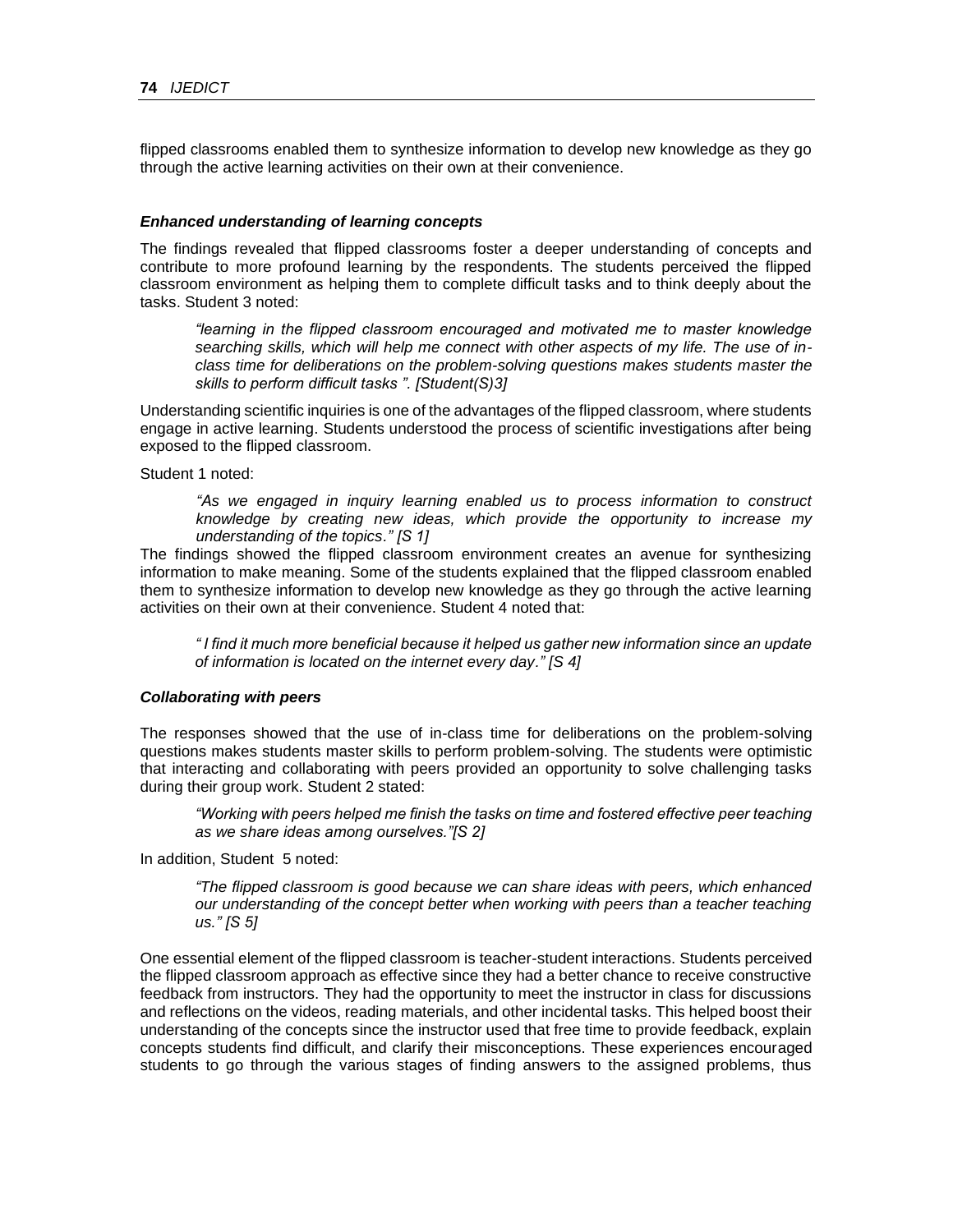flipped classrooms enabled them to synthesize information to develop new knowledge as they go through the active learning activities on their own at their convenience.

### *Enhanced understanding of learning concepts*

The findings revealed that flipped classrooms foster a deeper understanding of concepts and contribute to more profound learning by the respondents. The students perceived the flipped classroom environment as helping them to complete difficult tasks and to think deeply about the tasks. Student 3 noted:

> *"learning in the flipped classroom encouraged and motivated me to master knowledge searching skills, which will help me connect with other aspects of my life. The use of in-class time for deliberations on the problem-solving questions makes students master the skills to perform difficult tasks ". [Student(S)3]*

Understanding scientific inquiries is one of the advantages of the flipped classroom, where students engage in active learning. Students understood the process of scientific investigations after being exposed to the flipped classroom.

Student 1 noted:

> *"As we engaged in inquiry learning enabled us to process information to construct knowledge by creating new ideas, which provide the opportunity to increase my understanding of the topics." [S 1]*

The findings showed the flipped classroom environment creates an avenue for synthesizing information to make meaning. Some of the students explained that the flipped classroom enabled them to synthesize information to develop new knowledge as they go through the active learning activities on their own at their convenience. Student 4 noted that:

> *" I find it much more beneficial because it helped us gather new information since an update of information is located on the internet every day." [S 4]*

### *Collaborating with peers*

The responses showed that the use of in-class time for deliberations on the problem-solving questions makes students master skills to perform problem-solving. The students were optimistic that interacting and collaborating with peers provided an opportunity to solve challenging tasks during their group work. Student 2 stated:

> *"Working with peers helped me finish the tasks on time and fostered effective peer teaching as we share ideas among ourselves."[S 2]*

In addition, Student 5 noted:

> *"The flipped classroom is good because we can share ideas with peers, which enhanced our understanding of the concept better when working with peers than a teacher teaching us." [S 5]*

One essential element of the flipped classroom is teacher-student interactions. Students perceived the flipped classroom approach as effective since they had a better chance to receive constructive feedback from instructors. They had the opportunity to meet the instructor in class for discussions and reflections on the videos, reading materials, and other incidental tasks. This helped boost their understanding of the concepts since the instructor used that free time to provide feedback, explain concepts students find difficult, and clarify their misconceptions. These experiences encouraged students to go through the various stages of finding answers to the assigned problems, thus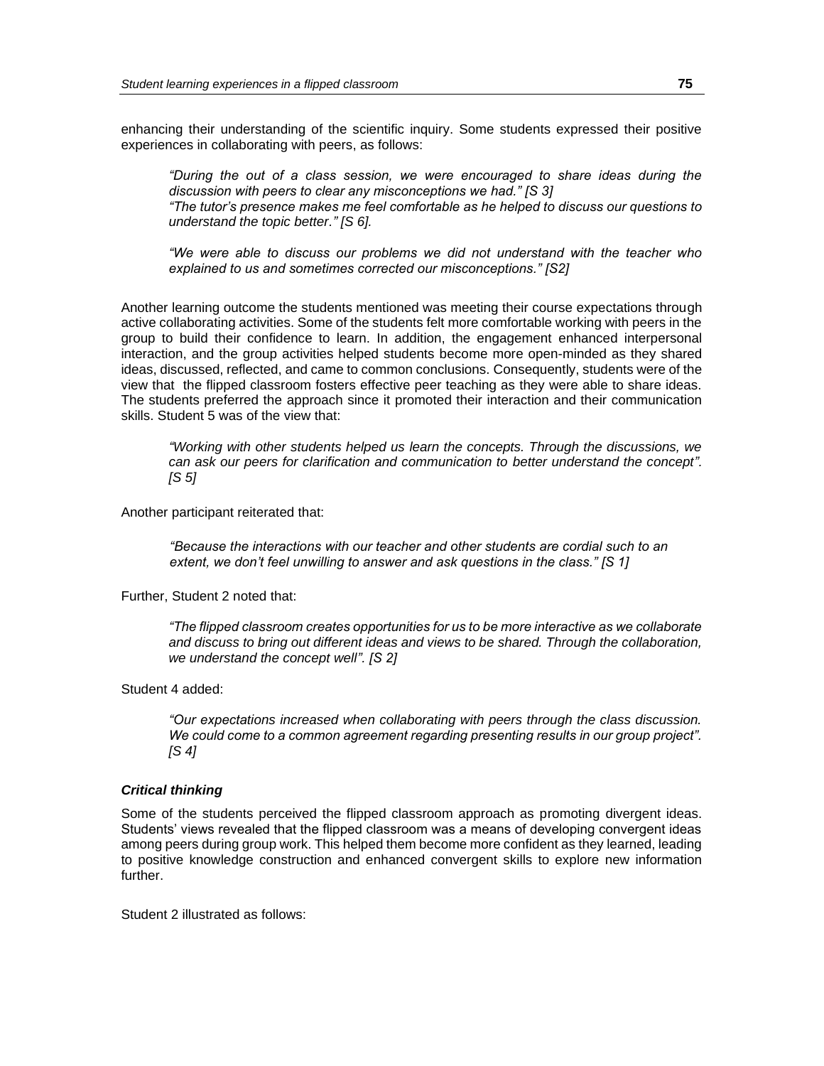enhancing their understanding of the scientific inquiry. Some students expressed their positive experiences in collaborating with peers, as follows:

> *"During the out of a class session, we were encouraged to share ideas during the discussion with peers to clear any misconceptions we had." [S 3]*
> *"The tutor's presence makes me feel comfortable as he helped to discuss our questions to understand the topic better." [S 6].*
>
> *"We were able to discuss our problems we did not understand with the teacher who explained to us and sometimes corrected our misconceptions." [S2]*

Another learning outcome the students mentioned was meeting their course expectations through active collaborating activities. Some of the students felt more comfortable working with peers in the group to build their confidence to learn. In addition, the engagement enhanced interpersonal interaction, and the group activities helped students become more open-minded as they shared ideas, discussed, reflected, and came to common conclusions. Consequently, students were of the view that the flipped classroom fosters effective peer teaching as they were able to share ideas. The students preferred the approach since it promoted their interaction and their communication skills. Student 5 was of the view that:

> *"Working with other students helped us learn the concepts. Through the discussions, we can ask our peers for clarification and communication to better understand the concept". [S 5]*

Another participant reiterated that:

> *"Because the interactions with our teacher and other students are cordial such to an extent, we don't feel unwilling to answer and ask questions in the class." [S 1]*

Further, Student 2 noted that:

> *"The flipped classroom creates opportunities for us to be more interactive as we collaborate and discuss to bring out different ideas and views to be shared. Through the collaboration, we understand the concept well". [S 2]*

Student 4 added:

> *"Our expectations increased when collaborating with peers through the class discussion. We could come to a common agreement regarding presenting results in our group project". [S 4]*

#### *Critical thinking*

Some of the students perceived the flipped classroom approach as promoting divergent ideas. Students' views revealed that the flipped classroom was a means of developing convergent ideas among peers during group work. This helped them become more confident as they learned, leading to positive knowledge construction and enhanced convergent skills to explore new information further.

Student 2 illustrated as follows: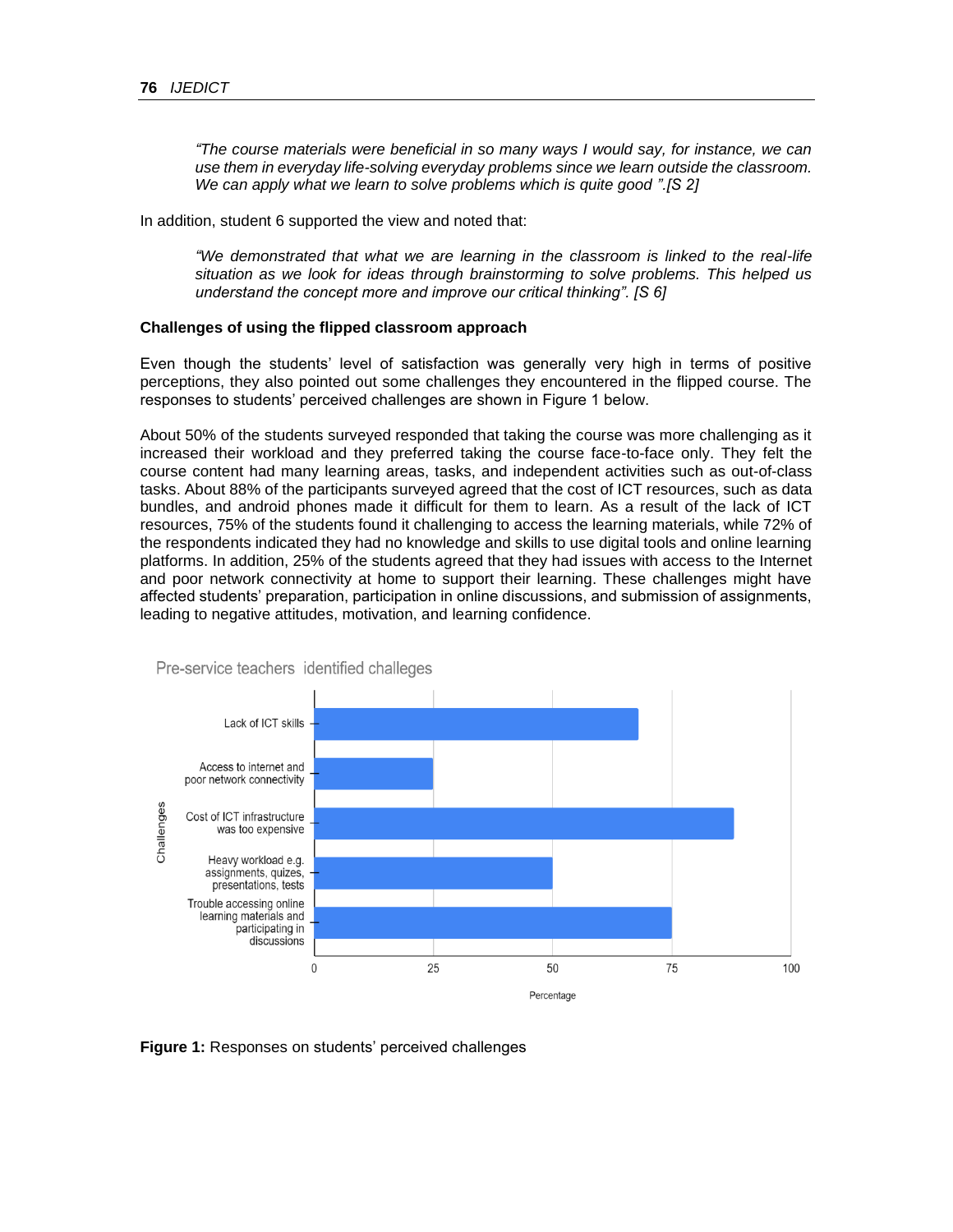*"The course materials were beneficial in so many ways I would say, for instance, we can use them in everyday life-solving everyday problems since we learn outside the classroom. We can apply what we learn to solve problems which is quite good ".[S 2]*

In addition, student 6 supported the view and noted that:

*"We demonstrated that what we are learning in the classroom is linked to the real-life situation as we look for ideas through brainstorming to solve problems. This helped us understand the concept more and improve our critical thinking". [S 6]*

**Challenges of using the flipped classroom approach**

Even though the students' level of satisfaction was generally very high in terms of positive perceptions, they also pointed out some challenges they encountered in the flipped course. The responses to students' perceived challenges are shown in Figure 1 below.

About 50% of the students surveyed responded that taking the course was more challenging as it increased their workload and they preferred taking the course face-to-face only. They felt the course content had many learning areas, tasks, and independent activities such as out-of-class tasks. About 88% of the participants surveyed agreed that the cost of ICT resources, such as data bundles, and android phones made it difficult for them to learn. As a result of the lack of ICT resources, 75% of the students found it challenging to access the learning materials, while 72% of the respondents indicated they had no knowledge and skills to use digital tools and online learning platforms. In addition, 25% of the students agreed that they had issues with access to the Internet and poor network connectivity at home to support their learning. These challenges might have affected students' preparation, participation in online discussions, and submission of assignments, leading to negative attitudes, motivation, and learning confidence.

Pre-service teachers identified challeges

| Challenges | Percentage (approx.) |
| --- | --- |
| Lack of ICT skills | 68 |
| Access to internet and poor network connectivity | 25 |
| Cost of ICT infrastructure was too expensive | 88 |
| Heavy workload e.g. assignments, quizes, presentations, tests | 50 |
| Trouble accessing online learning materials and participating in discussions | 75 |

**Figure 1:** Responses on students' perceived challenges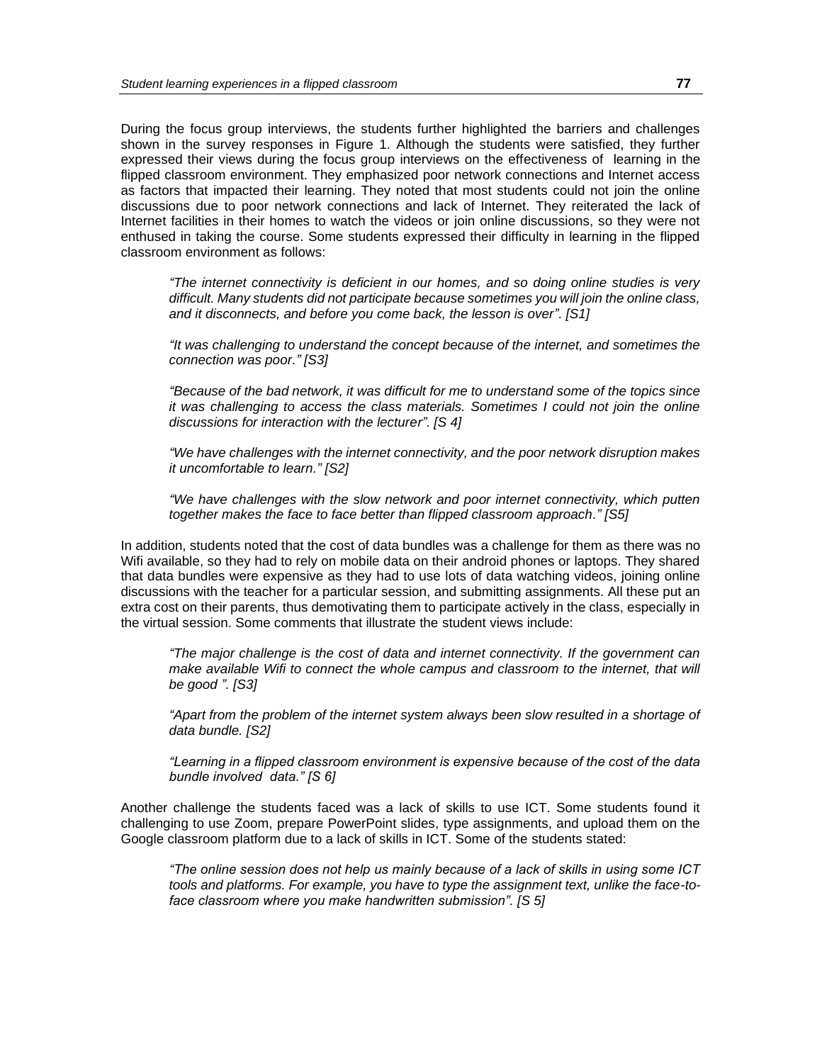During the focus group interviews, the students further highlighted the barriers and challenges shown in the survey responses in Figure 1. Although the students were satisfied, they further expressed their views during the focus group interviews on the effectiveness of learning in the flipped classroom environment. They emphasized poor network connections and Internet access as factors that impacted their learning. They noted that most students could not join the online discussions due to poor network connections and lack of Internet. They reiterated the lack of Internet facilities in their homes to watch the videos or join online discussions, so they were not enthused in taking the course. Some students expressed their difficulty in learning in the flipped classroom environment as follows:

> *"The internet connectivity is deficient in our homes, and so doing online studies is very difficult. Many students did not participate because sometimes you will join the online class, and it disconnects, and before you come back, the lesson is over". [S1]*

> *"It was challenging to understand the concept because of the internet, and sometimes the connection was poor." [S3]*

> *"Because of the bad network, it was difficult for me to understand some of the topics since it was challenging to access the class materials. Sometimes I could not join the online discussions for interaction with the lecturer". [S 4]*

> *"We have challenges with the internet connectivity, and the poor network disruption makes it uncomfortable to learn." [S2]*

> *"We have challenges with the slow network and poor internet connectivity, which putten together makes the face to face better than flipped classroom approach." [S5]*

In addition, students noted that the cost of data bundles was a challenge for them as there was no Wifi available, so they had to rely on mobile data on their android phones or laptops. They shared that data bundles were expensive as they had to use lots of data watching videos, joining online discussions with the teacher for a particular session, and submitting assignments. All these put an extra cost on their parents, thus demotivating them to participate actively in the class, especially in the virtual session. Some comments that illustrate the student views include:

> *"The major challenge is the cost of data and internet connectivity. If the government can make available Wifi to connect the whole campus and classroom to the internet, that will be good ". [S3]*

> *"Apart from the problem of the internet system always been slow resulted in a shortage of data bundle. [S2]*

> *"Learning in a flipped classroom environment is expensive because of the cost of the data bundle involved data." [S 6]*

Another challenge the students faced was a lack of skills to use ICT. Some students found it challenging to use Zoom, prepare PowerPoint slides, type assignments, and upload them on the Google classroom platform due to a lack of skills in ICT. Some of the students stated:

> *"The online session does not help us mainly because of a lack of skills in using some ICT tools and platforms. For example, you have to type the assignment text, unlike the face-to-face classroom where you make handwritten submission". [S 5]*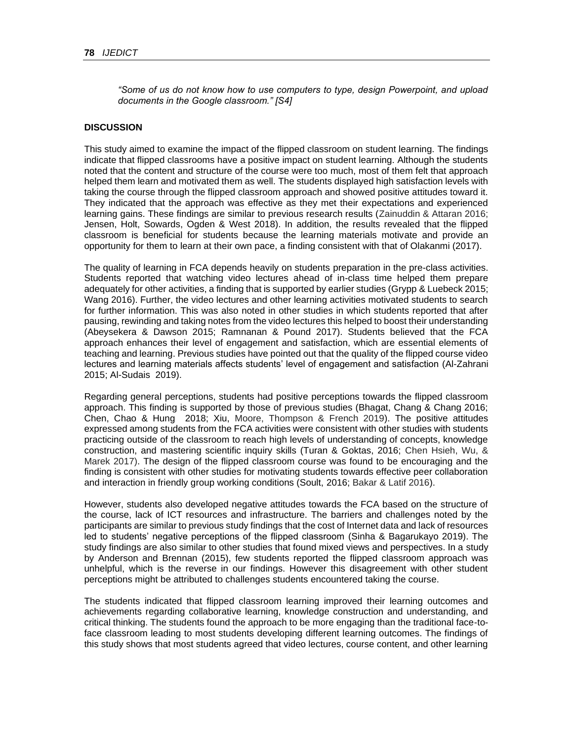*"Some of us do not know how to use computers to type, design Powerpoint, and upload documents in the Google classroom." [S4]*

## DISCUSSION

This study aimed to examine the impact of the flipped classroom on student learning. The findings indicate that flipped classrooms have a positive impact on student learning. Although the students noted that the content and structure of the course were too much, most of them felt that approach helped them learn and motivated them as well. The students displayed high satisfaction levels with taking the course through the flipped classroom approach and showed positive attitudes toward it. They indicated that the approach was effective as they met their expectations and experienced learning gains. These findings are similar to previous research results (Zainuddin & Attaran 2016; Jensen, Holt, Sowards, Ogden & West 2018). In addition, the results revealed that the flipped classroom is beneficial for students because the learning materials motivate and provide an opportunity for them to learn at their own pace, a finding consistent with that of Olakanmi (2017).

The quality of learning in FCA depends heavily on students preparation in the pre-class activities. Students reported that watching video lectures ahead of in-class time helped them prepare adequately for other activities, a finding that is supported by earlier studies (Grypp & Luebeck 2015; Wang 2016). Further, the video lectures and other learning activities motivated students to search for further information. This was also noted in other studies in which students reported that after pausing, rewinding and taking notes from the video lectures this helped to boost their understanding (Abeysekera & Dawson 2015; Ramnanan & Pound 2017). Students believed that the FCA approach enhances their level of engagement and satisfaction, which are essential elements of teaching and learning. Previous studies have pointed out that the quality of the flipped course video lectures and learning materials affects students' level of engagement and satisfaction (Al-Zahrani 2015; Al-Sudais 2019).

Regarding general perceptions, students had positive perceptions towards the flipped classroom approach. This finding is supported by those of previous studies (Bhagat, Chang & Chang 2016; Chen, Chao & Hung 2018; Xiu, Moore, Thompson & French 2019). The positive attitudes expressed among students from the FCA activities were consistent with other studies with students practicing outside of the classroom to reach high levels of understanding of concepts, knowledge construction, and mastering scientific inquiry skills (Turan & Goktas, 2016; Chen Hsieh, Wu, & Marek 2017). The design of the flipped classroom course was found to be encouraging and the finding is consistent with other studies for motivating students towards effective peer collaboration and interaction in friendly group working conditions (Soult, 2016; Bakar & Latif 2016).

However, students also developed negative attitudes towards the FCA based on the structure of the course, lack of ICT resources and infrastructure. The barriers and challenges noted by the participants are similar to previous study findings that the cost of Internet data and lack of resources led to students' negative perceptions of the flipped classroom (Sinha & Bagarukayo 2019). The study findings are also similar to other studies that found mixed views and perspectives. In a study by Anderson and Brennan (2015), few students reported the flipped classroom approach was unhelpful, which is the reverse in our findings. However this disagreement with other student perceptions might be attributed to challenges students encountered taking the course.

The students indicated that flipped classroom learning improved their learning outcomes and achievements regarding collaborative learning, knowledge construction and understanding, and critical thinking. The students found the approach to be more engaging than the traditional face-to-face classroom leading to most students developing different learning outcomes. The findings of this study shows that most students agreed that video lectures, course content, and other learning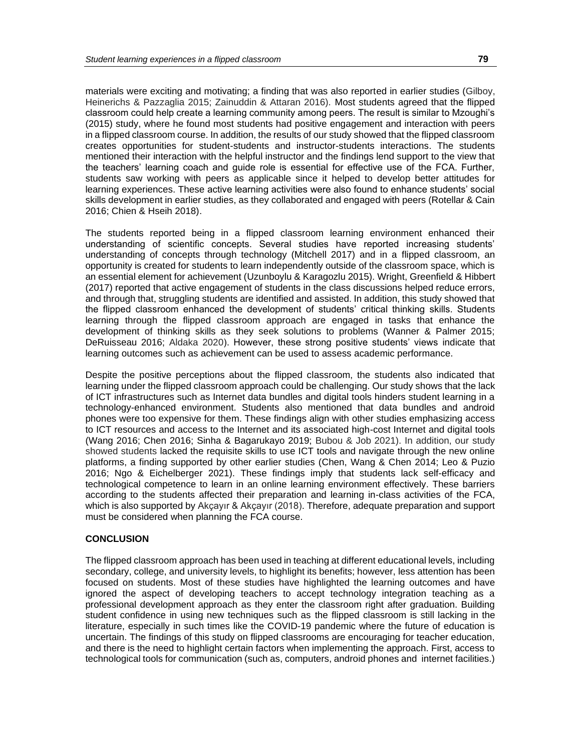materials were exciting and motivating; a finding that was also reported in earlier studies (Gilboy, Heinerichs & Pazzaglia 2015; Zainuddin & Attaran 2016). Most students agreed that the flipped classroom could help create a learning community among peers. The result is similar to Mzoughi's (2015) study, where he found most students had positive engagement and interaction with peers in a flipped classroom course. In addition, the results of our study showed that the flipped classroom creates opportunities for student-students and instructor-students interactions. The students mentioned their interaction with the helpful instructor and the findings lend support to the view that the teachers' learning coach and guide role is essential for effective use of the FCA. Further, students saw working with peers as applicable since it helped to develop better attitudes for learning experiences. These active learning activities were also found to enhance students' social skills development in earlier studies, as they collaborated and engaged with peers (Rotellar & Cain 2016; Chien & Hseih 2018).

The students reported being in a flipped classroom learning environment enhanced their understanding of scientific concepts. Several studies have reported increasing students' understanding of concepts through technology (Mitchell 2017) and in a flipped classroom, an opportunity is created for students to learn independently outside of the classroom space, which is an essential element for achievement (Uzunboylu & Karagozlu 2015). Wright, Greenfield & Hibbert (2017) reported that active engagement of students in the class discussions helped reduce errors, and through that, struggling students are identified and assisted. In addition, this study showed that the flipped classroom enhanced the development of students' critical thinking skills. Students learning through the flipped classroom approach are engaged in tasks that enhance the development of thinking skills as they seek solutions to problems (Wanner & Palmer 2015; DeRuisseau 2016; Aldaka 2020). However, these strong positive students' views indicate that learning outcomes such as achievement can be used to assess academic performance.

Despite the positive perceptions about the flipped classroom, the students also indicated that learning under the flipped classroom approach could be challenging. Our study shows that the lack of ICT infrastructures such as Internet data bundles and digital tools hinders student learning in a technology-enhanced environment. Students also mentioned that data bundles and android phones were too expensive for them. These findings align with other studies emphasizing access to ICT resources and access to the Internet and its associated high-cost Internet and digital tools (Wang 2016; Chen 2016; Sinha & Bagarukayo 2019; Bubou & Job 2021). In addition, our study showed students lacked the requisite skills to use ICT tools and navigate through the new online platforms, a finding supported by other earlier studies (Chen, Wang & Chen 2014; Leo & Puzio 2016; Ngo & Eichelberger 2021). These findings imply that students lack self-efficacy and technological competence to learn in an online learning environment effectively. These barriers according to the students affected their preparation and learning in-class activities of the FCA, which is also supported by Akçayır & Akçayır (2018). Therefore, adequate preparation and support must be considered when planning the FCA course.

## CONCLUSION

The flipped classroom approach has been used in teaching at different educational levels, including secondary, college, and university levels, to highlight its benefits; however, less attention has been focused on students. Most of these studies have highlighted the learning outcomes and have ignored the aspect of developing teachers to accept technology integration teaching as a professional development approach as they enter the classroom right after graduation. Building student confidence in using new techniques such as the flipped classroom is still lacking in the literature, especially in such times like the COVID-19 pandemic where the future of education is uncertain. The findings of this study on flipped classrooms are encouraging for teacher education, and there is the need to highlight certain factors when implementing the approach. First, access to technological tools for communication (such as, computers, android phones and internet facilities.)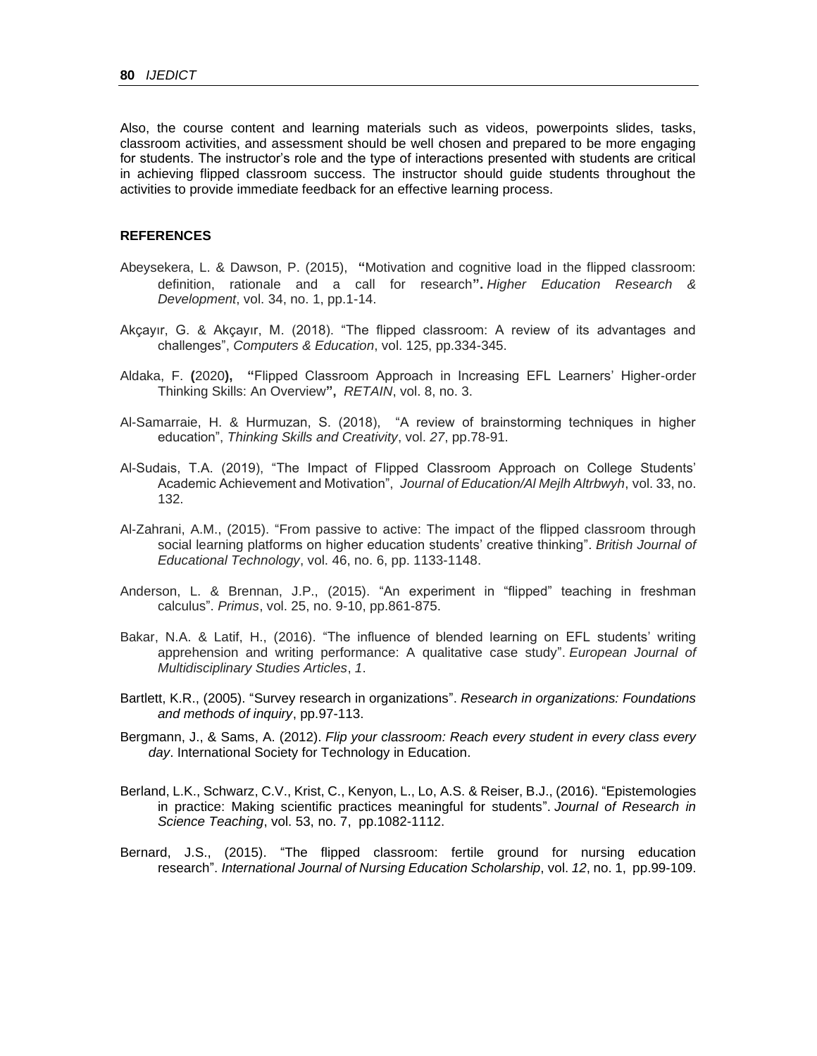Also, the course content and learning materials such as videos, powerpoints slides, tasks, classroom activities, and assessment should be well chosen and prepared to be more engaging for students. The instructor's role and the type of interactions presented with students are critical in achieving flipped classroom success. The instructor should guide students throughout the activities to provide immediate feedback for an effective learning process.

## REFERENCES

Abeysekera, L. & Dawson, P. (2015), "Motivation and cognitive load in the flipped classroom: definition, rationale and a call for research". *Higher Education Research & Development*, vol. 34, no. 1, pp.1-14.

Akçayır, G. & Akçayır, M. (2018). "The flipped classroom: A review of its advantages and challenges", *Computers & Education*, vol. 125, pp.334-345.

Aldaka, F. (2020), "Flipped Classroom Approach in Increasing EFL Learners' Higher-order Thinking Skills: An Overview", *RETAIN*, vol. 8, no. 3.

Al-Samarraie, H. & Hurmuzan, S. (2018), "A review of brainstorming techniques in higher education", *Thinking Skills and Creativity*, vol. *27*, pp.78-91.

Al-Sudais, T.A. (2019), "The Impact of Flipped Classroom Approach on College Students' Academic Achievement and Motivation", *Journal of Education/Al Mejlh Altrbwyh*, vol. 33, no. 132.

Al-Zahrani, A.M., (2015). "From passive to active: The impact of the flipped classroom through social learning platforms on higher education students' creative thinking". *British Journal of Educational Technology*, vol. 46, no. 6, pp. 1133-1148.

Anderson, L. & Brennan, J.P., (2015). "An experiment in "flipped" teaching in freshman calculus". *Primus*, vol. 25, no. 9-10, pp.861-875.

Bakar, N.A. & Latif, H., (2016). "The influence of blended learning on EFL students' writing apprehension and writing performance: A qualitative case study". *European Journal of Multidisciplinary Studies Articles*, *1*.

Bartlett, K.R., (2005). "Survey research in organizations". *Research in organizations: Foundations and methods of inquiry*, pp.97-113.

Bergmann, J., & Sams, A. (2012). *Flip your classroom: Reach every student in every class every day*. International Society for Technology in Education.

Berland, L.K., Schwarz, C.V., Krist, C., Kenyon, L., Lo, A.S. & Reiser, B.J., (2016). "Epistemologies in practice: Making scientific practices meaningful for students". *Journal of Research in Science Teaching*, vol. 53, no. 7, pp.1082-1112.

Bernard, J.S., (2015). "The flipped classroom: fertile ground for nursing education research". *International Journal of Nursing Education Scholarship*, vol. *12*, no. 1, pp.99-109.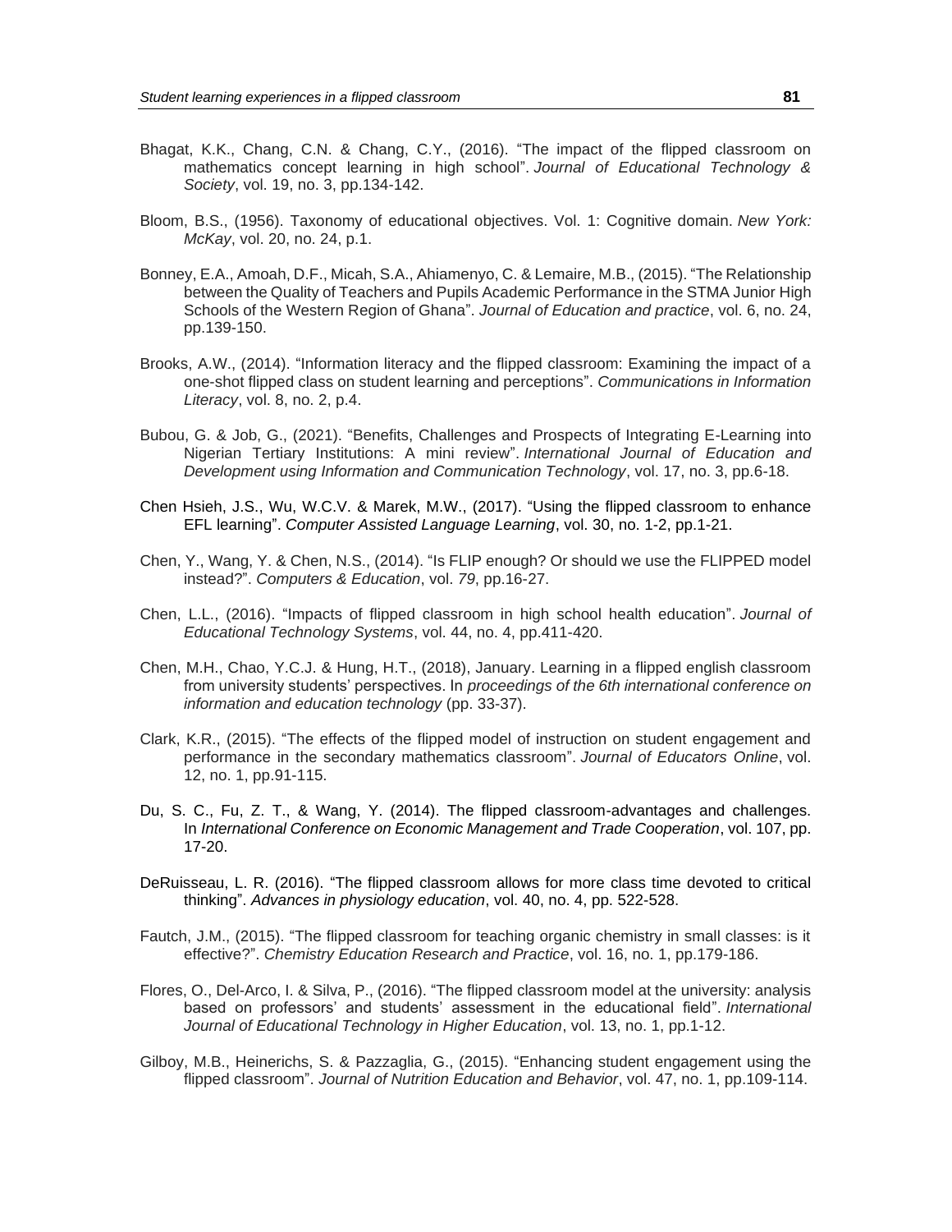Bhagat, K.K., Chang, C.N. & Chang, C.Y., (2016). "The impact of the flipped classroom on mathematics concept learning in high school". *Journal of Educational Technology & Society*, vol. 19, no. 3, pp.134-142.

Bloom, B.S., (1956). Taxonomy of educational objectives. Vol. 1: Cognitive domain. *New York: McKay*, vol. 20, no. 24, p.1.

Bonney, E.A., Amoah, D.F., Micah, S.A., Ahiamenyo, C. & Lemaire, M.B., (2015). "The Relationship between the Quality of Teachers and Pupils Academic Performance in the STMA Junior High Schools of the Western Region of Ghana". *Journal of Education and practice*, vol. 6, no. 24, pp.139-150.

Brooks, A.W., (2014). "Information literacy and the flipped classroom: Examining the impact of a one-shot flipped class on student learning and perceptions". *Communications in Information Literacy*, vol. 8, no. 2, p.4.

Bubou, G. & Job, G., (2021). "Benefits, Challenges and Prospects of Integrating E-Learning into Nigerian Tertiary Institutions: A mini review". *International Journal of Education and Development using Information and Communication Technology*, vol. 17, no. 3, pp.6-18.

Chen Hsieh, J.S., Wu, W.C.V. & Marek, M.W., (2017). "Using the flipped classroom to enhance EFL learning". *Computer Assisted Language Learning*, vol. 30, no. 1-2, pp.1-21.

Chen, Y., Wang, Y. & Chen, N.S., (2014). "Is FLIP enough? Or should we use the FLIPPED model instead?". *Computers & Education*, vol. *79*, pp.16-27.

Chen, L.L., (2016). "Impacts of flipped classroom in high school health education". *Journal of Educational Technology Systems*, vol. 44, no. 4, pp.411-420.

Chen, M.H., Chao, Y.C.J. & Hung, H.T., (2018), January. Learning in a flipped english classroom from university students' perspectives. In *proceedings of the 6th international conference on information and education technology* (pp. 33-37).

Clark, K.R., (2015). "The effects of the flipped model of instruction on student engagement and performance in the secondary mathematics classroom". *Journal of Educators Online*, vol. 12, no. 1, pp.91-115.

Du, S. C., Fu, Z. T., & Wang, Y. (2014). The flipped classroom-advantages and challenges. In *International Conference on Economic Management and Trade Cooperation*, vol. 107, pp. 17-20.

DeRuisseau, L. R. (2016). "The flipped classroom allows for more class time devoted to critical thinking". *Advances in physiology education*, vol. 40, no. 4, pp. 522-528.

Fautch, J.M., (2015). "The flipped classroom for teaching organic chemistry in small classes: is it effective?". *Chemistry Education Research and Practice*, vol. 16, no. 1, pp.179-186.

Flores, O., Del-Arco, I. & Silva, P., (2016). "The flipped classroom model at the university: analysis based on professors' and students' assessment in the educational field". *International Journal of Educational Technology in Higher Education*, vol. 13, no. 1, pp.1-12.

Gilboy, M.B., Heinerichs, S. & Pazzaglia, G., (2015). "Enhancing student engagement using the flipped classroom". *Journal of Nutrition Education and Behavior*, vol. 47, no. 1, pp.109-114.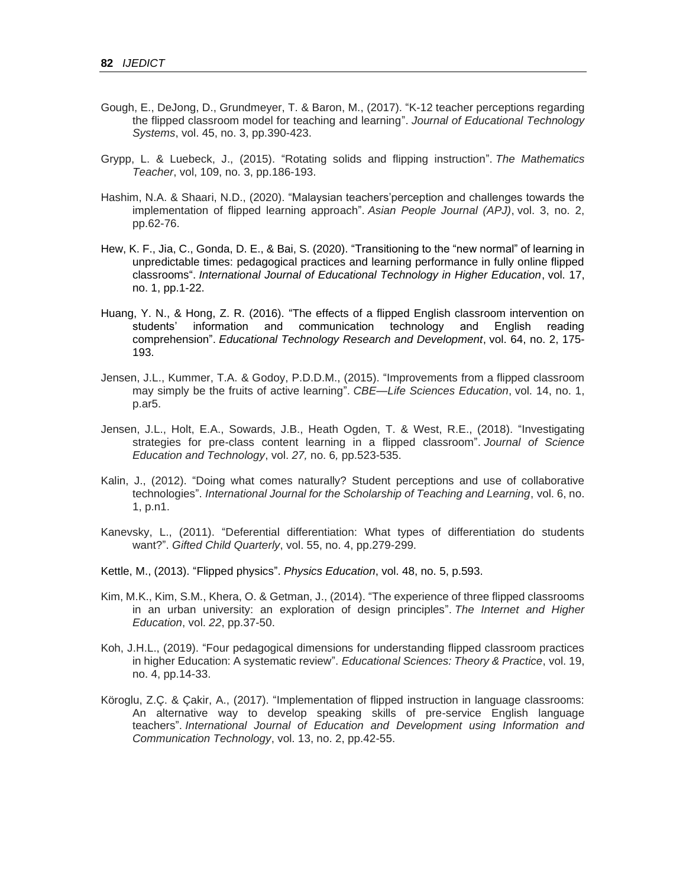Gough, E., DeJong, D., Grundmeyer, T. & Baron, M., (2017). "K-12 teacher perceptions regarding the flipped classroom model for teaching and learning". *Journal of Educational Technology Systems*, vol. 45, no. 3, pp.390-423.

Grypp, L. & Luebeck, J., (2015). "Rotating solids and flipping instruction". *The Mathematics Teacher*, vol, 109, no. 3, pp.186-193.

Hashim, N.A. & Shaari, N.D., (2020). "Malaysian teachers'perception and challenges towards the implementation of flipped learning approach". *Asian People Journal (APJ)*, vol. 3, no. 2, pp.62-76.

Hew, K. F., Jia, C., Gonda, D. E., & Bai, S. (2020). "Transitioning to the "new normal" of learning in unpredictable times: pedagogical practices and learning performance in fully online flipped classrooms". *International Journal of Educational Technology in Higher Education*, vol. 17, no. 1, pp.1-22.

Huang, Y. N., & Hong, Z. R. (2016). "The effects of a flipped English classroom intervention on students' information and communication technology and English reading comprehension". *Educational Technology Research and Development*, vol. 64, no. 2, 175-193.

Jensen, J.L., Kummer, T.A. & Godoy, P.D.D.M., (2015). "Improvements from a flipped classroom may simply be the fruits of active learning". *CBE—Life Sciences Education*, vol. 14, no. 1, p.ar5.

Jensen, J.L., Holt, E.A., Sowards, J.B., Heath Ogden, T. & West, R.E., (2018). "Investigating strategies for pre-class content learning in a flipped classroom". *Journal of Science Education and Technology*, vol. *27,* no. 6*,* pp.523-535.

Kalin, J., (2012). "Doing what comes naturally? Student perceptions and use of collaborative technologies". *International Journal for the Scholarship of Teaching and Learning*, vol. 6, no. 1, p.n1.

Kanevsky, L., (2011). "Deferential differentiation: What types of differentiation do students want?". *Gifted Child Quarterly*, vol. 55, no. 4, pp.279-299.

Kettle, M., (2013). "Flipped physics". *Physics Education*, vol. 48, no. 5, p.593.

Kim, M.K., Kim, S.M., Khera, O. & Getman, J., (2014). "The experience of three flipped classrooms in an urban university: an exploration of design principles". *The Internet and Higher Education*, vol. *22*, pp.37-50.

Koh, J.H.L., (2019). "Four pedagogical dimensions for understanding flipped classroom practices in higher Education: A systematic review". *Educational Sciences: Theory & Practice*, vol. 19, no. 4, pp.14-33.

Köroglu, Z.Ç. & Çakir, A., (2017). "Implementation of flipped instruction in language classrooms: An alternative way to develop speaking skills of pre-service English language teachers". *International Journal of Education and Development using Information and Communication Technology*, vol. 13, no. 2, pp.42-55.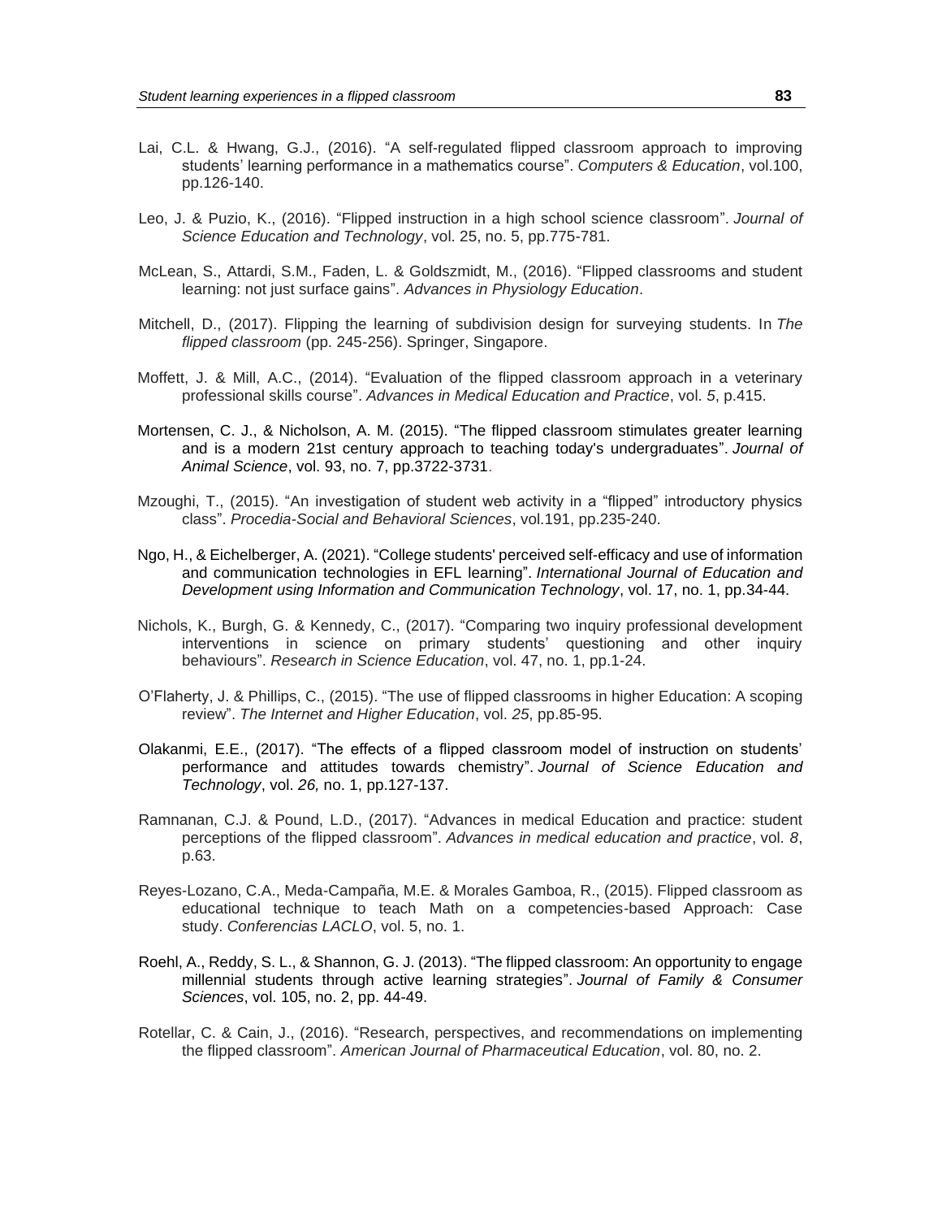Lai, C.L. & Hwang, G.J., (2016). “A self-regulated flipped classroom approach to improving students’ learning performance in a mathematics course”. *Computers & Education*, vol.100, pp.126-140.

Leo, J. & Puzio, K., (2016). “Flipped instruction in a high school science classroom”. *Journal of Science Education and Technology*, vol. 25, no. 5, pp.775-781.

McLean, S., Attardi, S.M., Faden, L. & Goldszmidt, M., (2016). “Flipped classrooms and student learning: not just surface gains”. *Advances in Physiology Education*.

Mitchell, D., (2017). Flipping the learning of subdivision design for surveying students. In *The flipped classroom* (pp. 245-256). Springer, Singapore.

Moffett, J. & Mill, A.C., (2014). “Evaluation of the flipped classroom approach in a veterinary professional skills course”. *Advances in Medical Education and Practice*, vol. *5*, p.415.

Mortensen, C. J., & Nicholson, A. M. (2015). “The flipped classroom stimulates greater learning and is a modern 21st century approach to teaching today's undergraduates”. *Journal of Animal Science*, vol. 93, no. 7, pp.3722-3731.

Mzoughi, T., (2015). “An investigation of student web activity in a “flipped” introductory physics class”. *Procedia-Social and Behavioral Sciences*, vol.191, pp.235-240.

Ngo, H., & Eichelberger, A. (2021). “College students' perceived self-efficacy and use of information and communication technologies in EFL learning”. *International Journal of Education and Development using Information and Communication Technology*, vol. 17, no. 1, pp.34-44.

Nichols, K., Burgh, G. & Kennedy, C., (2017). “Comparing two inquiry professional development interventions in science on primary students’ questioning and other inquiry behaviours”. *Research in Science Education*, vol. 47, no. 1, pp.1-24.

O’Flaherty, J. & Phillips, C., (2015). “The use of flipped classrooms in higher Education: A scoping review”. *The Internet and Higher Education*, vol. *25*, pp.85-95.

Olakanmi, E.E., (2017). “The effects of a flipped classroom model of instruction on students’ performance and attitudes towards chemistry”. *Journal of Science Education and Technology*, vol. *26,* no. 1, pp.127-137.

Ramnanan, C.J. & Pound, L.D., (2017). “Advances in medical Education and practice: student perceptions of the flipped classroom”. *Advances in medical education and practice*, vol. *8*, p.63.

Reyes-Lozano, C.A., Meda-Campaña, M.E. & Morales Gamboa, R., (2015). Flipped classroom as educational technique to teach Math on a competencies-based Approach: Case study. *Conferencias LACLO*, vol. 5, no. 1.

Roehl, A., Reddy, S. L., & Shannon, G. J. (2013). “The flipped classroom: An opportunity to engage millennial students through active learning strategies”. *Journal of Family & Consumer Sciences*, vol. 105, no. 2, pp. 44-49.

Rotellar, C. & Cain, J., (2016). “Research, perspectives, and recommendations on implementing the flipped classroom”. *American Journal of Pharmaceutical Education*, vol. 80, no. 2.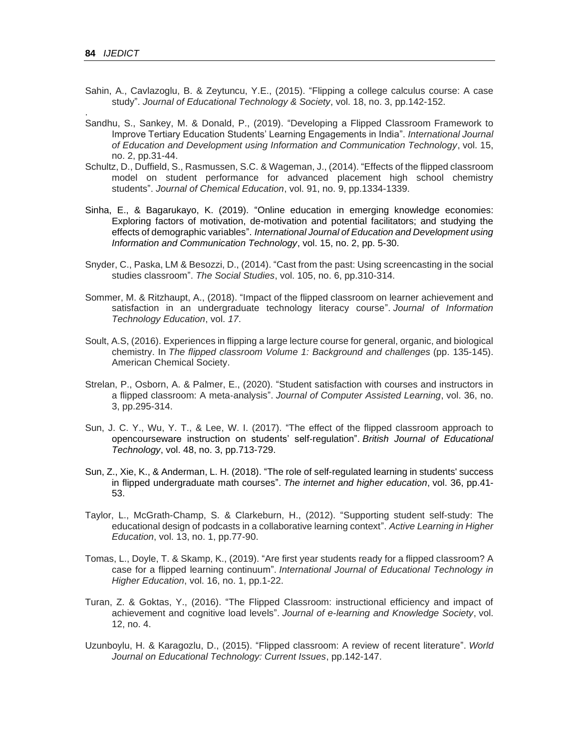Sahin, A., Cavlazoglu, B. & Zeytuncu, Y.E., (2015). “Flipping a college calculus course: A case study”. *Journal of Educational Technology & Society*, vol. 18, no. 3, pp.142-152.

.

Sandhu, S., Sankey, M. & Donald, P., (2019). “Developing a Flipped Classroom Framework to Improve Tertiary Education Students’ Learning Engagements in India”. *International Journal of Education and Development using Information and Communication Technology*, vol. 15, no. 2, pp.31-44.

Schultz, D., Duffield, S., Rasmussen, S.C. & Wageman, J., (2014). “Effects of the flipped classroom model on student performance for advanced placement high school chemistry students”. *Journal of Chemical Education*, vol. 91, no. 9, pp.1334-1339.

Sinha, E., & Bagarukayo, K. (2019). “Online education in emerging knowledge economies: Exploring factors of motivation, de-motivation and potential facilitators; and studying the effects of demographic variables”. *International Journal of Education and Development using Information and Communication Technology*, vol. 15, no. 2, pp. 5-30.

Snyder, C., Paska, LM & Besozzi, D., (2014). “Cast from the past: Using screencasting in the social studies classroom”. *The Social Studies*, vol. 105, no. 6, pp.310-314.

Sommer, M. & Ritzhaupt, A., (2018). “Impact of the flipped classroom on learner achievement and satisfaction in an undergraduate technology literacy course”. *Journal of Information Technology Education*, vol. *17*.

Soult, A.S, (2016). Experiences in flipping a large lecture course for general, organic, and biological chemistry. In *The flipped classroom Volume 1: Background and challenges* (pp. 135-145). American Chemical Society.

Strelan, P., Osborn, A. & Palmer, E., (2020). “Student satisfaction with courses and instructors in a flipped classroom: A meta-analysis”. *Journal of Computer Assisted Learning*, vol. 36, no. 3, pp.295-314.

Sun, J. C. Y., Wu, Y. T., & Lee, W. I. (2017). “The effect of the flipped classroom approach to opencourseware instruction on students’ self-regulation”. *British Journal of Educational Technology*, vol. 48, no. 3, pp.713-729.

Sun, Z., Xie, K., & Anderman, L. H. (2018). “The role of self-regulated learning in students' success in flipped undergraduate math courses”. *The internet and higher education*, vol. 36, pp.41-53.

Taylor, L., McGrath-Champ, S. & Clarkeburn, H., (2012). “Supporting student self-study: The educational design of podcasts in a collaborative learning context”. *Active Learning in Higher Education*, vol. 13, no. 1, pp.77-90.

Tomas, L., Doyle, T. & Skamp, K., (2019). “Are first year students ready for a flipped classroom? A case for a flipped learning continuum”. *International Journal of Educational Technology in Higher Education*, vol. 16, no. 1, pp.1-22.

Turan, Z. & Goktas, Y., (2016). “The Flipped Classroom: instructional efficiency and impact of achievement and cognitive load levels”. *Journal of e-learning and Knowledge Society*, vol. 12, no. 4.

Uzunboylu, H. & Karagozlu, D., (2015). “Flipped classroom: A review of recent literature”. *World Journal on Educational Technology: Current Issues*, pp.142-147.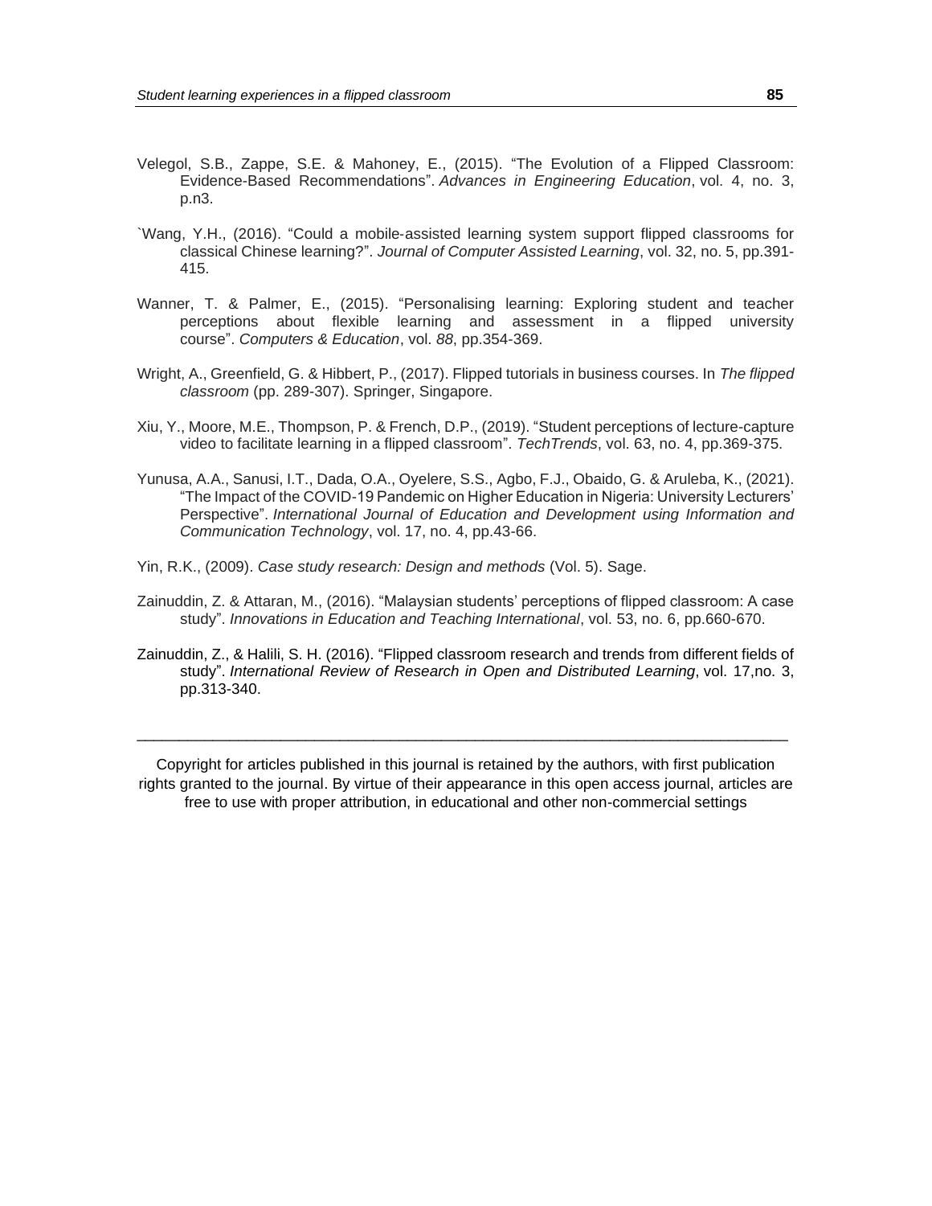Velegol, S.B., Zappe, S.E. & Mahoney, E., (2015). "The Evolution of a Flipped Classroom: Evidence-Based Recommendations". *Advances in Engineering Education*, vol. 4, no. 3, p.n3.

`Wang, Y.H., (2016). "Could a mobile-assisted learning system support flipped classrooms for classical Chinese learning?". *Journal of Computer Assisted Learning*, vol. 32, no. 5, pp.391-415.

Wanner, T. & Palmer, E., (2015). "Personalising learning: Exploring student and teacher perceptions about flexible learning and assessment in a flipped university course". *Computers & Education*, vol. *88*, pp.354-369.

Wright, A., Greenfield, G. & Hibbert, P., (2017). Flipped tutorials in business courses. In *The flipped classroom* (pp. 289-307). Springer, Singapore.

Xiu, Y., Moore, M.E., Thompson, P. & French, D.P., (2019). "Student perceptions of lecture-capture video to facilitate learning in a flipped classroom". *TechTrends*, vol. 63, no. 4, pp.369-375.

Yunusa, A.A., Sanusi, I.T., Dada, O.A., Oyelere, S.S., Agbo, F.J., Obaido, G. & Aruleba, K., (2021). "The Impact of the COVID-19 Pandemic on Higher Education in Nigeria: University Lecturers' Perspective". *International Journal of Education and Development using Information and Communication Technology*, vol. 17, no. 4, pp.43-66.

Yin, R.K., (2009). *Case study research: Design and methods* (Vol. 5). Sage.

Zainuddin, Z. & Attaran, M., (2016). "Malaysian students' perceptions of flipped classroom: A case study". *Innovations in Education and Teaching International*, vol. 53, no. 6, pp.660-670.

Zainuddin, Z., & Halili, S. H. (2016). "Flipped classroom research and trends from different fields of study". *International Review of Research in Open and Distributed Learning*, vol. 17,no. 3, pp.313-340.

---

Copyright for articles published in this journal is retained by the authors, with first publication rights granted to the journal. By virtue of their appearance in this open access journal, articles are free to use with proper attribution, in educational and other non-commercial settings